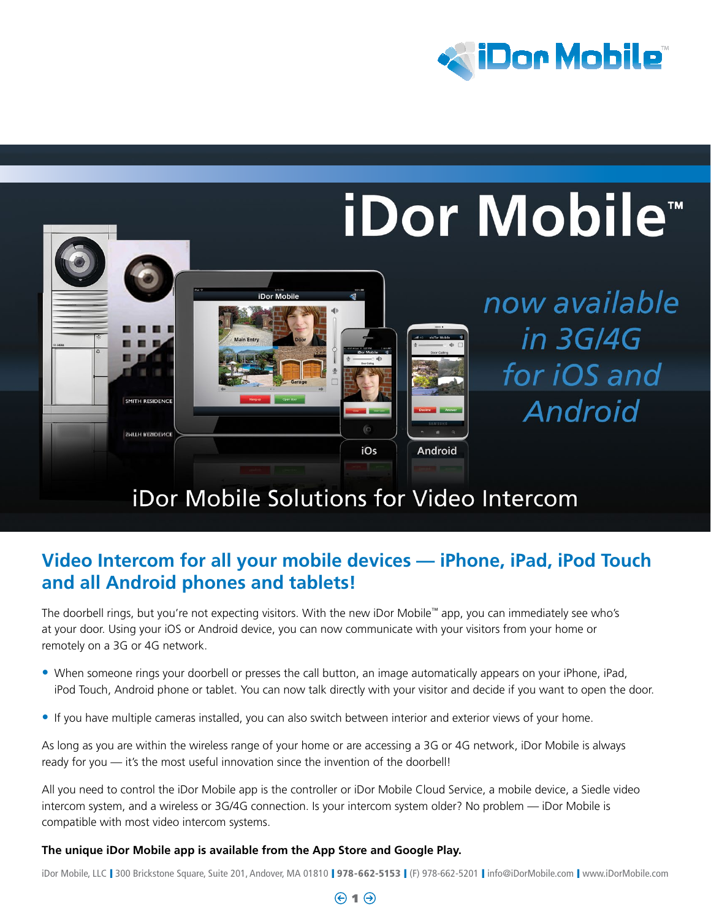# iDor Mobile™

*now available in 3G/4G for iOS and Android*

iDor Mobile Solutions for Video Intercom

## Video Intercom for all your mobile devices — iPhone, iPad, iPod Touch and all Android phones and tablets!

The doorbell rings, but you're not expecting visitors. With the new iDor Mobile™ app, you can immediately see who's at your door. Using your iOS or Android device, you can now communicate with your visitors from your home or remotely on a 3G or 4G network.

- When someone rings your doorbell or presses the call button, an image automatically appears on your iPhone, iPad, iPod Touch, Android phone or tablet. You can now talk directly with your visitor and decide if you want to open the door.
- If you have multiple cameras installed, you can also switch between interior and exterior views of your home.

As long as you are within the wireless range of your home or are accessing a 3G or 4G network, iDor Mobile is always ready for you — it's the most useful innovation since the invention of the doorbell!

All you need to control the iDor Mobile app is the controller or iDor Mobile Cloud Service, a mobile device, a Siedle video intercom system, and a wireless or 3G/4G connection. Is your intercom system older? No problem — iDor Mobile is compatible with most video intercom systems.

**The unique iDor Mobile app is available from the App Store and Google Play.**

iDor Mobile, LLC | 300 Brickstone Square, Suite 201, Andover, MA 01810 | **978-662-5153** | (F) 978-662-5201 | info@iDorMobile.com | www.iDorMobile.com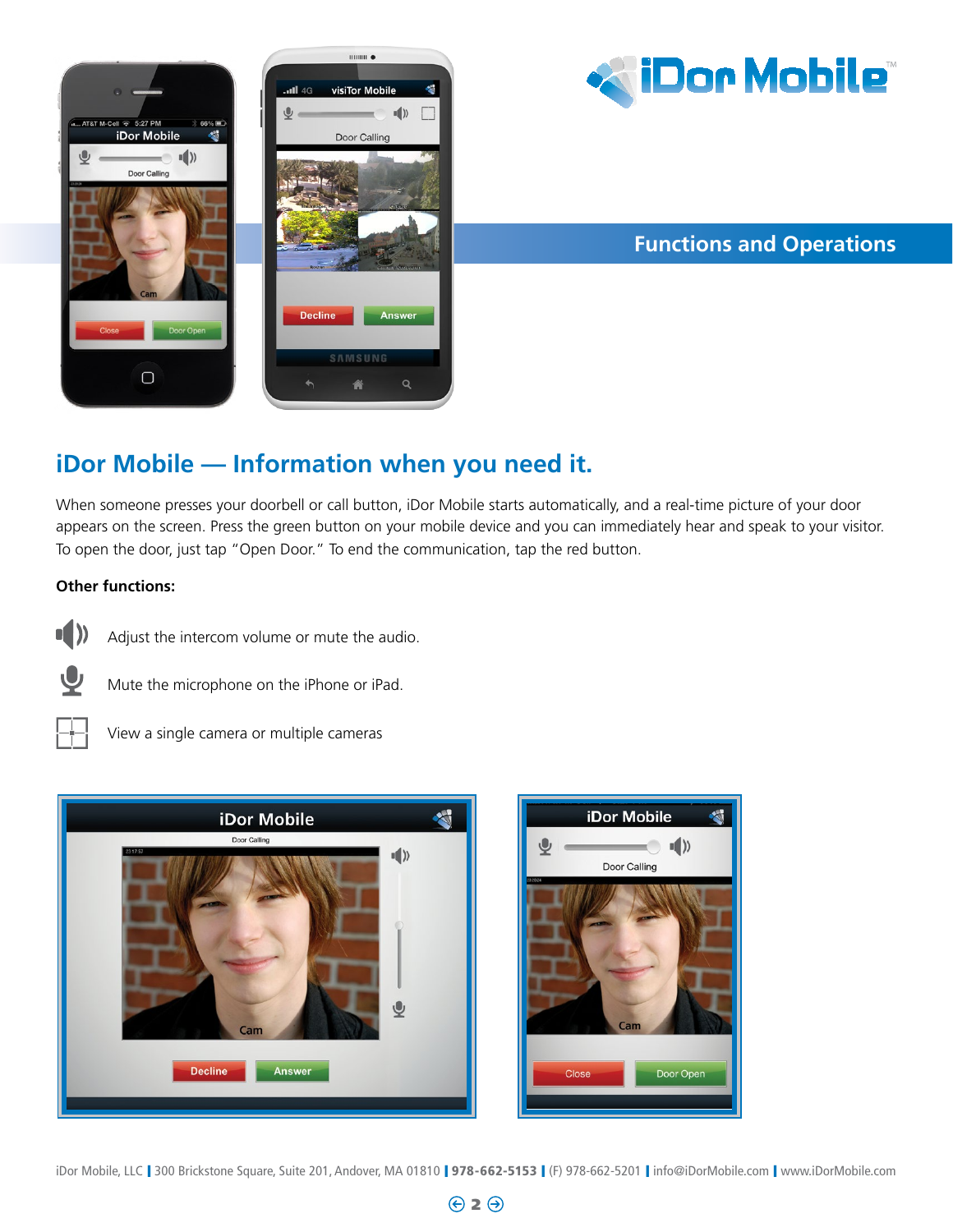## Functions and Operations

# iDor Mobile — Information when you need it.

When someone presses your doorbell or call button, iDor Mobile starts automatically, and a real-time picture of your door appears on the screen. Press the green button on your mobile device and you can immediately hear and speak to your visitor. To open the door, just tap "Open Door." To end the communication, tap the red button.

**Other functions:**

- Adjust the intercom volume or mute the audio.
- Mute the microphone on the iPhone or iPad.
- View a single camera or multiple cameras

iDor Mobile, LLC | 300 Brickstone Square, Suite 201, Andover, MA 01810 | **978-662-5153** | (F) 978-662-5201 | info@iDorMobile.com | www.iDorMobile.com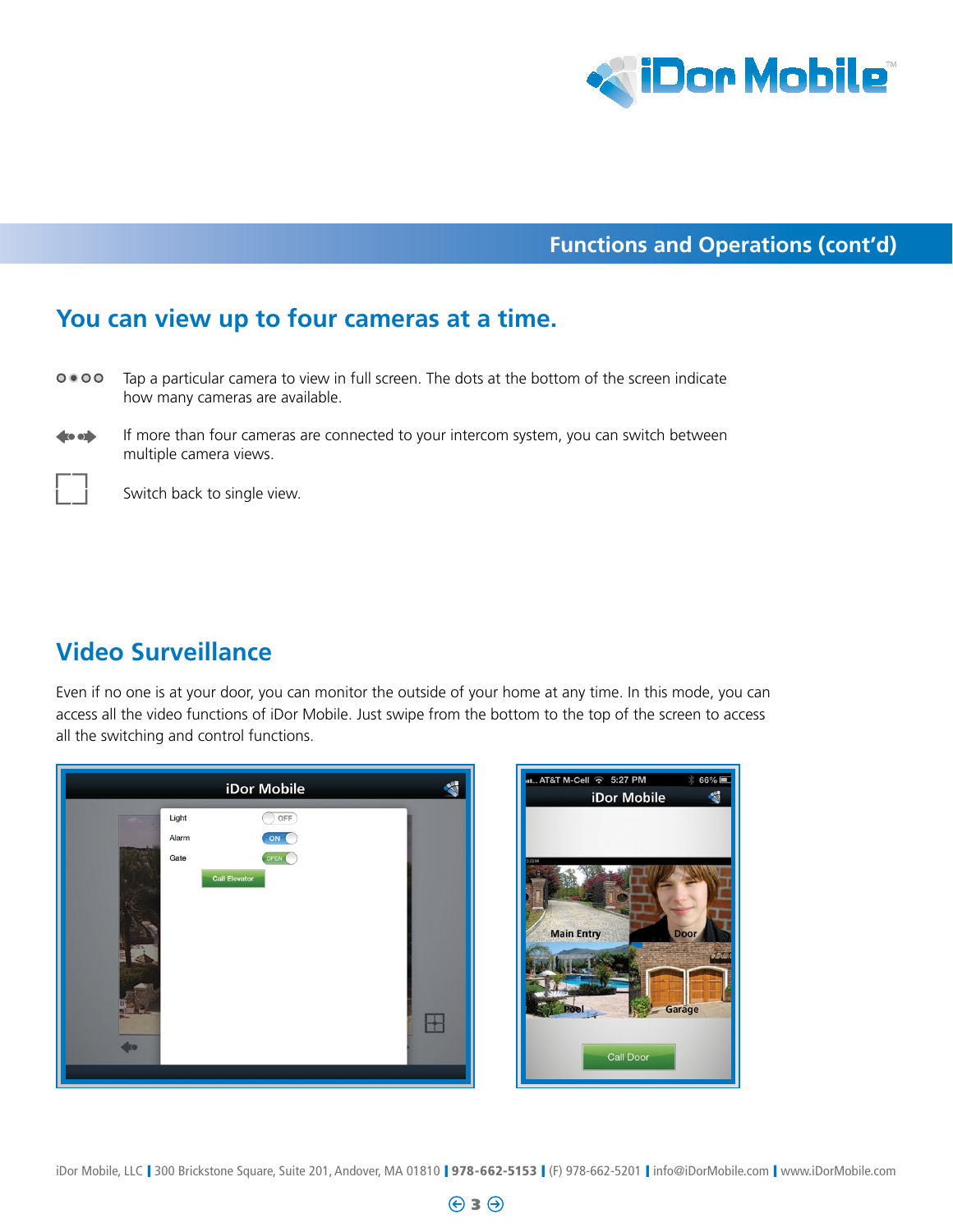## Functions and Operations (cont'd)

## You can view up to four cameras at a time.

Tap a particular camera to view in full screen. The dots at the bottom of the screen indicate how many cameras are available.

If more than four cameras are connected to your intercom system, you can switch between multiple camera views.

Switch back to single view.

## Video Surveillance

Even if no one is at your door, you can monitor the outside of your home at any time. In this mode, you can access all the video functions of iDor Mobile. Just swipe from the bottom to the top of the screen to access all the switching and control functions.

iDor Mobile, LLC | 300 Brickstone Square, Suite 201, Andover, MA 01810 | **978-662-5153** | (F) 978-662-5201 | info@iDorMobile.com | www.iDorMobile.com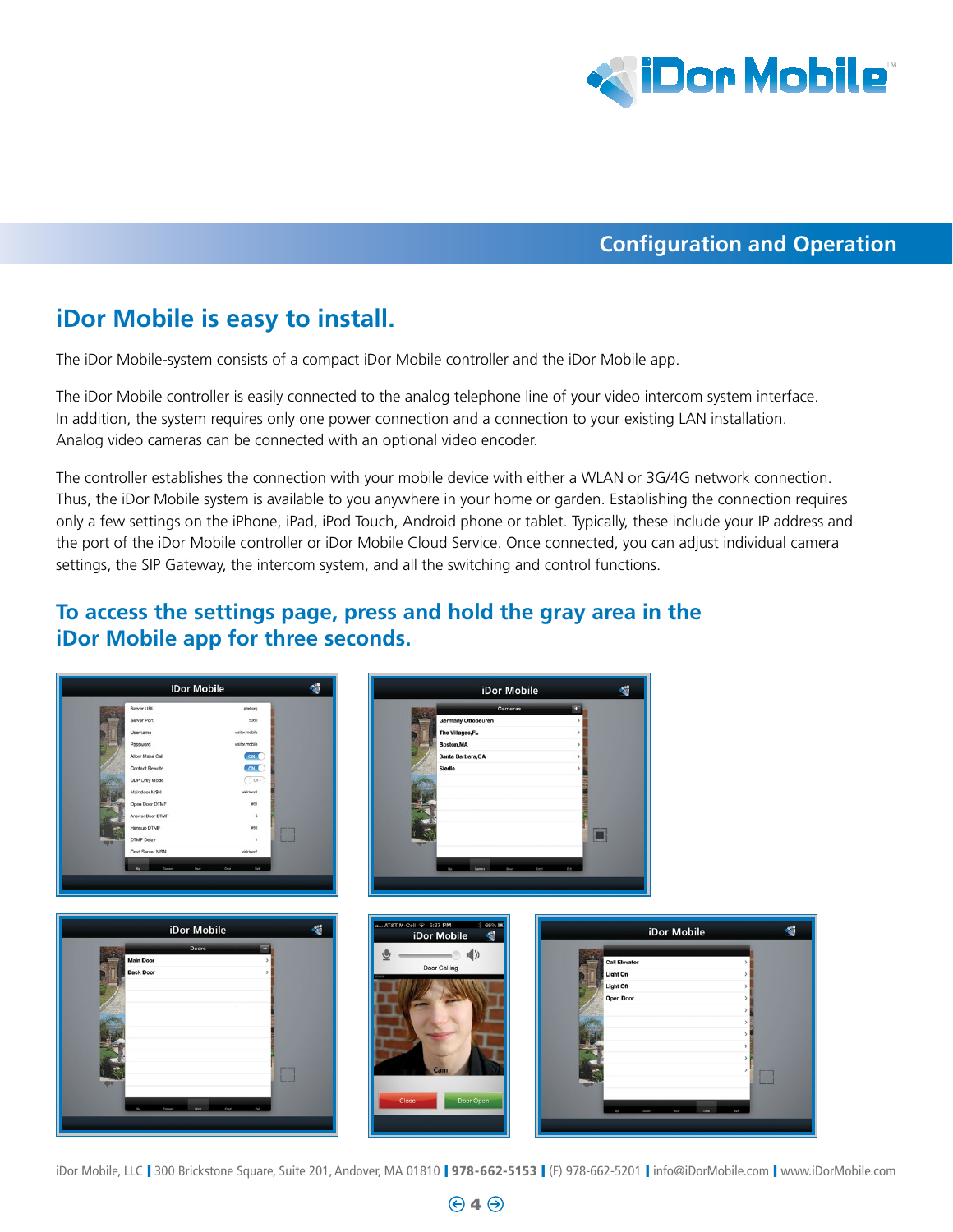## Configuration and Operation

# iDor Mobile is easy to install.

The iDor Mobile-system consists of a compact iDor Mobile controller and the iDor Mobile app.

The iDor Mobile controller is easily connected to the analog telephone line of your video intercom system interface. In addition, the system requires only one power connection and a connection to your existing LAN installation. Analog video cameras can be connected with an optional video encoder.

The controller establishes the connection with your mobile device with either a WLAN or 3G/4G network connection. Thus, the iDor Mobile system is available to you anywhere in your home or garden. Establishing the connection requires only a few settings on the iPhone, iPad, iPod Touch, Android phone or tablet. Typically, these include your IP address and the port of the iDor Mobile controller or iDor Mobile Cloud Service. Once connected, you can adjust individual camera settings, the SIP Gateway, the intercom system, and all the switching and control functions.

## To access the settings page, press and hold the gray area in the iDor Mobile app for three seconds.

iDor Mobile, LLC | 300 Brickstone Square, Suite 201, Andover, MA 01810 | **978-662-5153** | (F) 978-662-5201 | info@iDorMobile.com | www.iDorMobile.com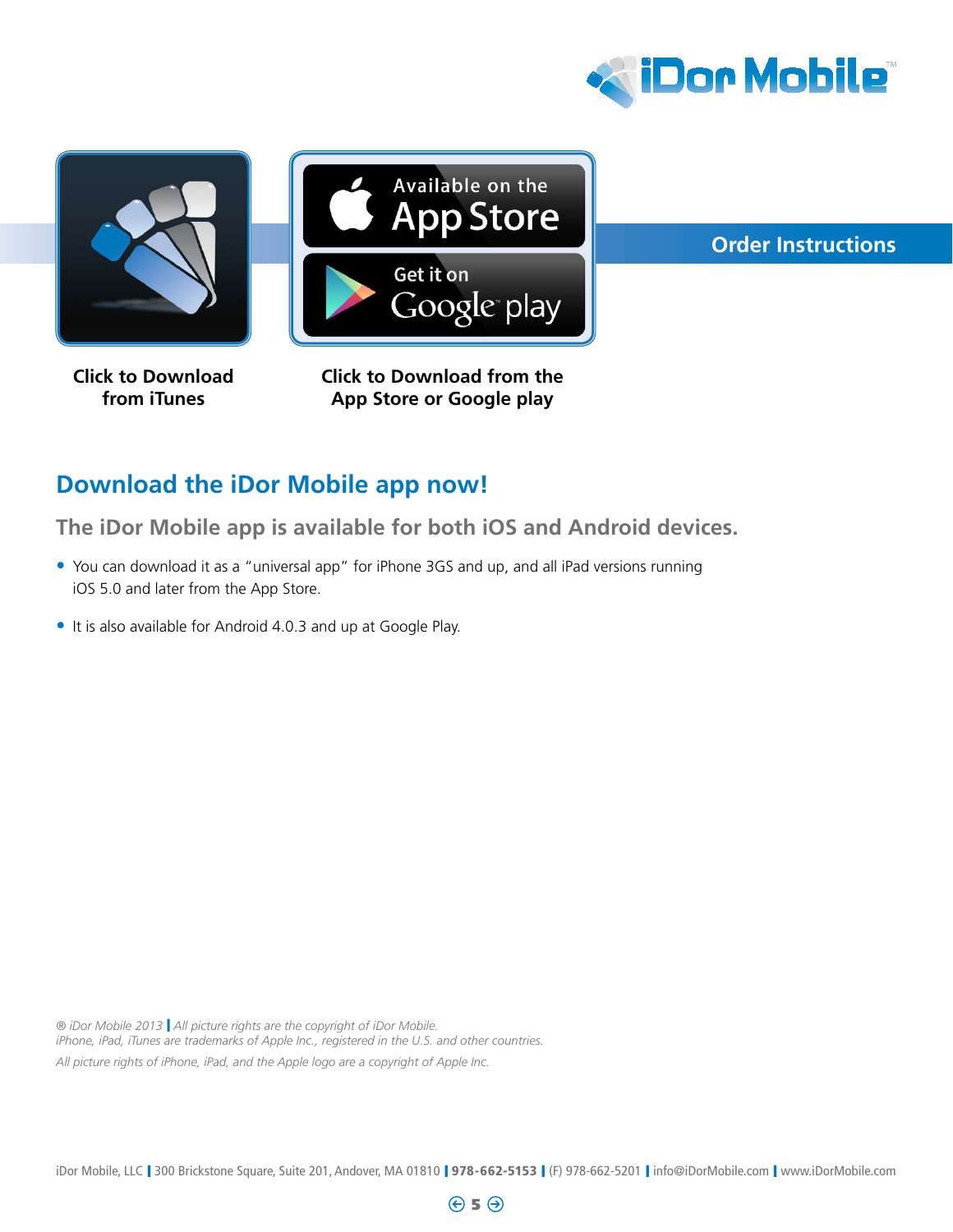Order Instructions

**Click to Download from iTunes**

**Click to Download from the App Store or Google play**

## Download the iDor Mobile app now!

### The iDor Mobile app is available for both iOS and Android devices.

- You can download it as a "universal app" for iPhone 3GS and up, and all iPad versions running iOS 5.0 and later from the App Store.
- It is also available for Android 4.0.3 and up at Google Play.

*® iDor Mobile 2013 | All picture rights are the copyright of iDor Mobile.*
*iPhone, iPad, iTunes are trademarks of Apple Inc., registered in the U.S. and other countries.*

*All picture rights of iPhone, iPad, and the Apple logo are a copyright of Apple Inc.*

iDor Mobile, LLC | 300 Brickstone Square, Suite 201, Andover, MA 01810 | **978-662-5153** | (F) 978-662-5201 | info@iDorMobile.com | www.iDorMobile.com